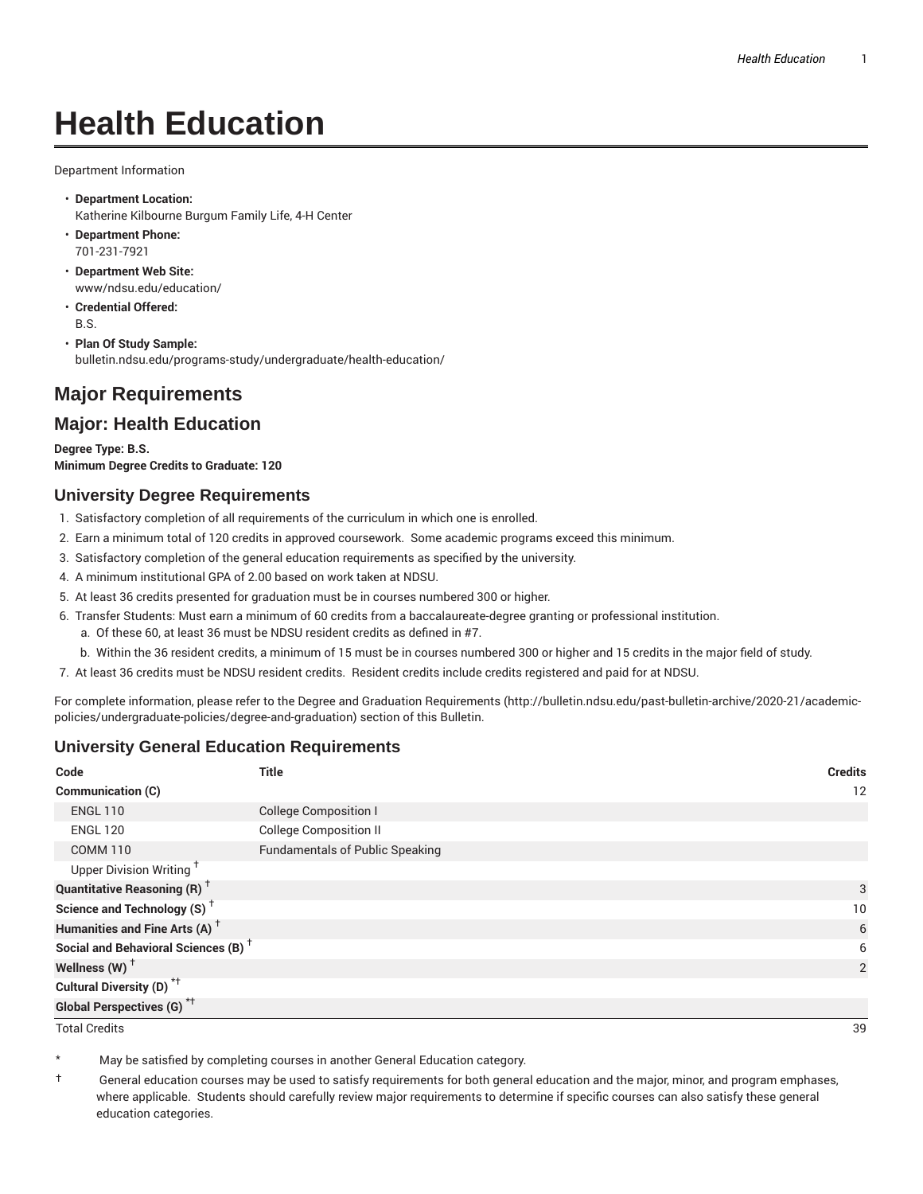# Health Education

Department Information

- **Department Location:**
  Katherine Kilbourne Burgum Family Life, 4-H Center
- **Department Phone:**
  701-231-7921
- **Department Web Site:**
  www/ndsu.edu/education/
- **Credential Offered:**
  B.S.
- **Plan Of Study Sample:**
  bulletin.ndsu.edu/programs-study/undergraduate/health-education/

## Major Requirements

## Major: Health Education

**Degree Type: B.S.**
**Minimum Degree Credits to Graduate: 120**

### University Degree Requirements

1. Satisfactory completion of all requirements of the curriculum in which one is enrolled.
2. Earn a minimum total of 120 credits in approved coursework. Some academic programs exceed this minimum.
3. Satisfactory completion of the general education requirements as specified by the university.
4. A minimum institutional GPA of 2.00 based on work taken at NDSU.
5. At least 36 credits presented for graduation must be in courses numbered 300 or higher.
6. Transfer Students: Must earn a minimum of 60 credits from a baccalaureate-degree granting or professional institution.
   a. Of these 60, at least 36 must be NDSU resident credits as defined in #7.
   b. Within the 36 resident credits, a minimum of 15 must be in courses numbered 300 or higher and 15 credits in the major field of study.
7. At least 36 credits must be NDSU resident credits. Resident credits include credits registered and paid for at NDSU.

For complete information, please refer to the Degree and Graduation Requirements (http://bulletin.ndsu.edu/past-bulletin-archive/2020-21/academic-policies/undergraduate-policies/degree-and-graduation) section of this Bulletin.

### University General Education Requirements

| Code | Title | Credits |
|---|---|---|
| **Communication (C)** | | 12 |
| ENGL 110 | College Composition I | |
| ENGL 120 | College Composition II | |
| COMM 110 | Fundamentals of Public Speaking | |
| Upper Division Writing † | | |
| **Quantitative Reasoning (R) †** | | 3 |
| **Science and Technology (S) †** | | 10 |
| **Humanities and Fine Arts (A) †** | | 6 |
| **Social and Behavioral Sciences (B) †** | | 6 |
| **Wellness (W) †** | | 2 |
| **Cultural Diversity (D) *†** | | |
| **Global Perspectives (G) *†** | | |
| Total Credits | | 39 |

\* May be satisfied by completing courses in another General Education category.

† General education courses may be used to satisfy requirements for both general education and the major, minor, and program emphases, where applicable. Students should carefully review major requirements to determine if specific courses can also satisfy these general education categories.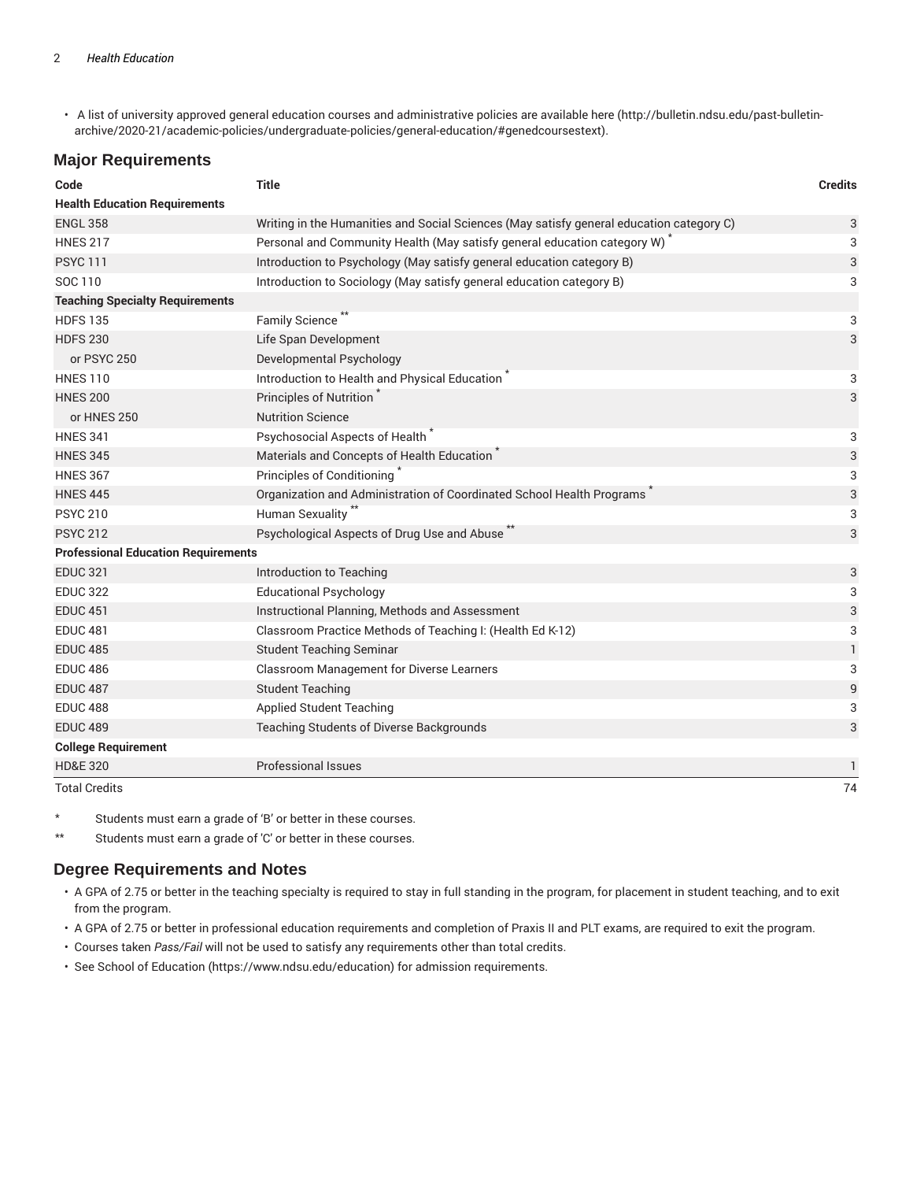- A list of university approved general education courses and administrative policies are available here (http://bulletin.ndsu.edu/past-bulletin-archive/2020-21/academic-policies/undergraduate-policies/general-education/#genedcoursestext).

## Major Requirements

| Code | Title | Credits |
|---|---|---|
| **Health Education Requirements** | | |
| ENGL 358 | Writing in the Humanities and Social Sciences (May satisfy general education category C) | 3 |
| HNES 217 | Personal and Community Health (May satisfy general education category W) * | 3 |
| PSYC 111 | Introduction to Psychology (May satisfy general education category B) | 3 |
| SOC 110 | Introduction to Sociology (May satisfy general education category B) | 3 |
| **Teaching Specialty Requirements** | | |
| HDFS 135 | Family Science ** | 3 |
| HDFS 230 | Life Span Development | 3 |
| or PSYC 250 | Developmental Psychology | |
| HNES 110 | Introduction to Health and Physical Education * | 3 |
| HNES 200 | Principles of Nutrition * | 3 |
| or HNES 250 | Nutrition Science | |
| HNES 341 | Psychosocial Aspects of Health * | 3 |
| HNES 345 | Materials and Concepts of Health Education * | 3 |
| HNES 367 | Principles of Conditioning * | 3 |
| HNES 445 | Organization and Administration of Coordinated School Health Programs * | 3 |
| PSYC 210 | Human Sexuality ** | 3 |
| PSYC 212 | Psychological Aspects of Drug Use and Abuse ** | 3 |
| **Professional Education Requirements** | | |
| EDUC 321 | Introduction to Teaching | 3 |
| EDUC 322 | Educational Psychology | 3 |
| EDUC 451 | Instructional Planning, Methods and Assessment | 3 |
| EDUC 481 | Classroom Practice Methods of Teaching I: (Health Ed K-12) | 3 |
| EDUC 485 | Student Teaching Seminar | 1 |
| EDUC 486 | Classroom Management for Diverse Learners | 3 |
| EDUC 487 | Student Teaching | 9 |
| EDUC 488 | Applied Student Teaching | 3 |
| EDUC 489 | Teaching Students of Diverse Backgrounds | 3 |
| **College Requirement** | | |
| HD&E 320 | Professional Issues | 1 |
| Total Credits | | 74 |

\* Students must earn a grade of 'B' or better in these courses.

\*\* Students must earn a grade of 'C' or better in these courses.

## Degree Requirements and Notes

- A GPA of 2.75 or better in the teaching specialty is required to stay in full standing in the program, for placement in student teaching, and to exit from the program.
- A GPA of 2.75 or better in professional education requirements and completion of Praxis II and PLT exams, are required to exit the program.
- Courses taken *Pass/Fail* will not be used to satisfy any requirements other than total credits.
- See School of Education (https://www.ndsu.edu/education) for admission requirements.